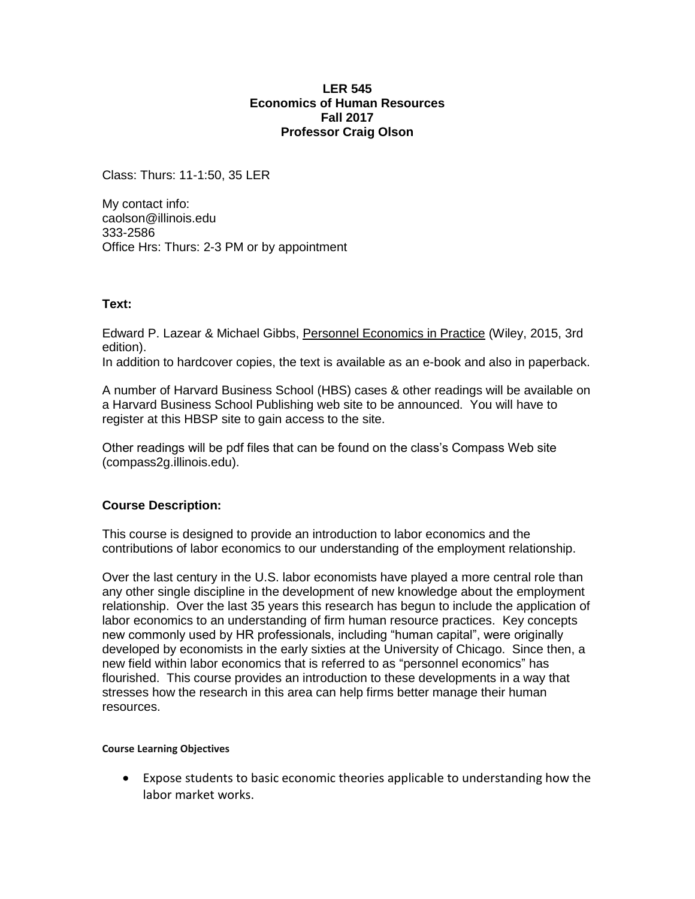**LER 545**
**Economics of Human Resources**
**Fall 2017**
**Professor Craig Olson**

Class: Thurs: 11-1:50, 35 LER

My contact info:
caolson@illinois.edu
333-2586
Office Hrs: Thurs: 2-3 PM or by appointment

### Text:

Edward P. Lazear & Michael Gibbs, Personnel Economics in Practice (Wiley, 2015, 3rd edition).
In addition to hardcover copies, the text is available as an e-book and also in paperback.

A number of Harvard Business School (HBS) cases & other readings will be available on a Harvard Business School Publishing web site to be announced. You will have to register at this HBSP site to gain access to the site.

Other readings will be pdf files that can be found on the class's Compass Web site (compass2g.illinois.edu).

### Course Description:

This course is designed to provide an introduction to labor economics and the contributions of labor economics to our understanding of the employment relationship.

Over the last century in the U.S. labor economists have played a more central role than any other single discipline in the development of new knowledge about the employment relationship. Over the last 35 years this research has begun to include the application of labor economics to an understanding of firm human resource practices. Key concepts new commonly used by HR professionals, including "human capital", were originally developed by economists in the early sixties at the University of Chicago. Since then, a new field within labor economics that is referred to as "personnel economics" has flourished. This course provides an introduction to these developments in a way that stresses how the research in this area can help firms better manage their human resources.

#### Course Learning Objectives

- Expose students to basic economic theories applicable to understanding how the labor market works.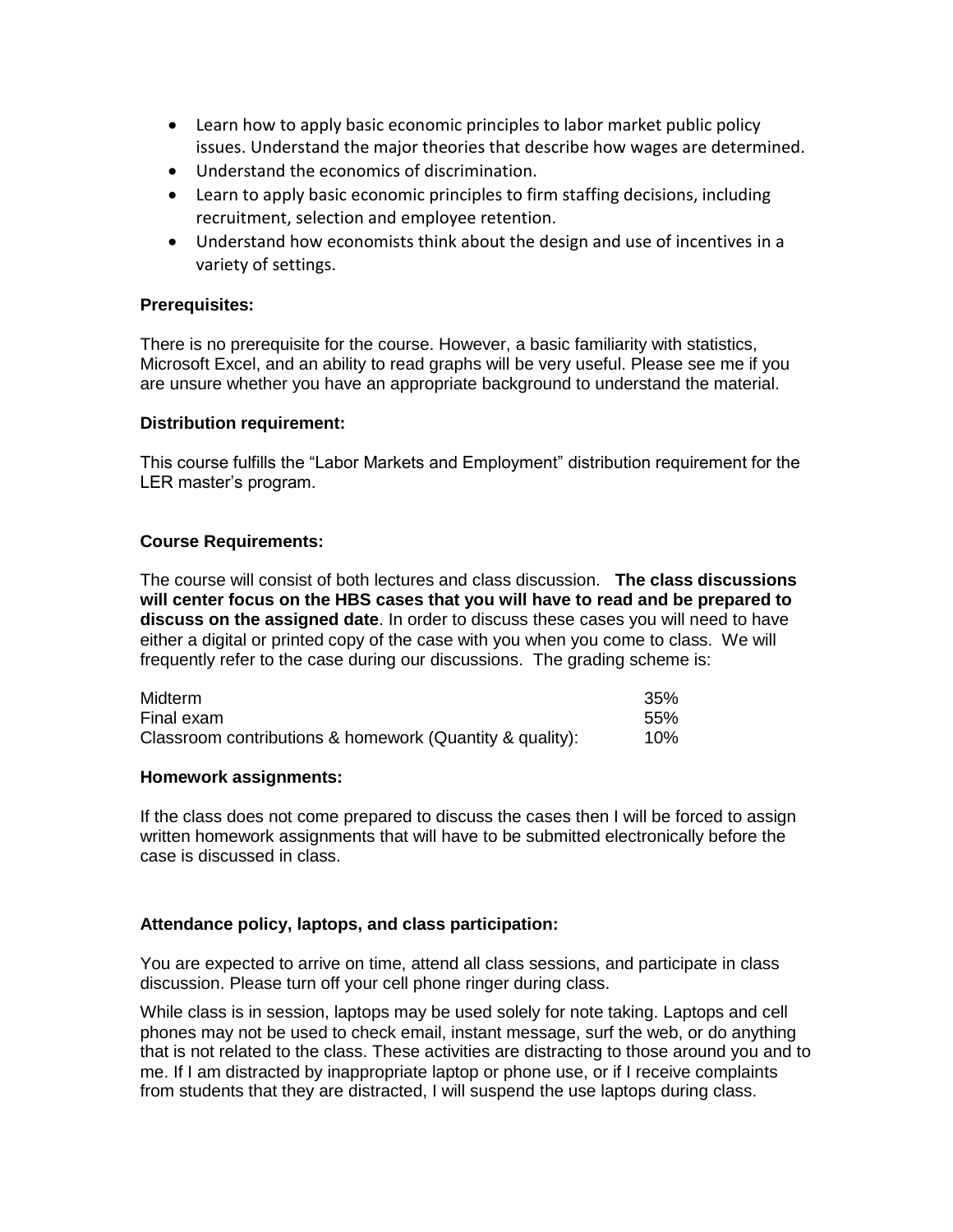- Learn how to apply basic economic principles to labor market public policy issues. Understand the major theories that describe how wages are determined.
- Understand the economics of discrimination.
- Learn to apply basic economic principles to firm staffing decisions, including recruitment, selection and employee retention.
- Understand how economists think about the design and use of incentives in a variety of settings.

**Prerequisites:**

There is no prerequisite for the course. However, a basic familiarity with statistics, Microsoft Excel, and an ability to read graphs will be very useful. Please see me if you are unsure whether you have an appropriate background to understand the material.

**Distribution requirement:**

This course fulfills the "Labor Markets and Employment" distribution requirement for the LER master's program.

**Course Requirements:**

The course will consist of both lectures and class discussion. **The class discussions will center focus on the HBS cases that you will have to read and be prepared to discuss on the assigned date**. In order to discuss these cases you will need to have either a digital or printed copy of the case with you when you come to class. We will frequently refer to the case during our discussions. The grading scheme is:

| | |
|---|---|
| Midterm | 35% |
| Final exam | 55% |
| Classroom contributions & homework (Quantity & quality): | 10% |

**Homework assignments:**

If the class does not come prepared to discuss the cases then I will be forced to assign written homework assignments that will have to be submitted electronically before the case is discussed in class.

**Attendance policy, laptops, and class participation:**

You are expected to arrive on time, attend all class sessions, and participate in class discussion. Please turn off your cell phone ringer during class.

While class is in session, laptops may be used solely for note taking. Laptops and cell phones may not be used to check email, instant message, surf the web, or do anything that is not related to the class. These activities are distracting to those around you and to me. If I am distracted by inappropriate laptop or phone use, or if I receive complaints from students that they are distracted, I will suspend the use laptops during class.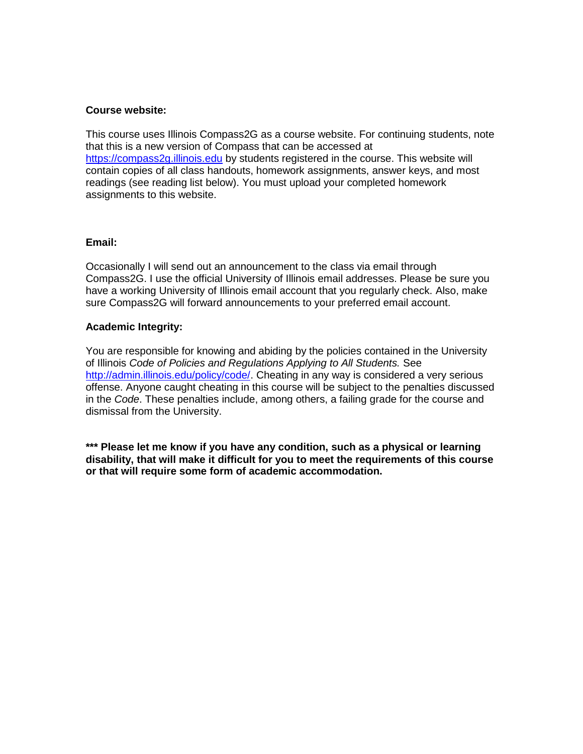**Course website:**

This course uses Illinois Compass2G as a course website. For continuing students, note that this is a new version of Compass that can be accessed at https://compass2g.illinois.edu by students registered in the course. This website will contain copies of all class handouts, homework assignments, answer keys, and most readings (see reading list below). You must upload your completed homework assignments to this website.

**Email:**

Occasionally I will send out an announcement to the class via email through Compass2G. I use the official University of Illinois email addresses. Please be sure you have a working University of Illinois email account that you regularly check. Also, make sure Compass2G will forward announcements to your preferred email account.

**Academic Integrity:**

You are responsible for knowing and abiding by the policies contained in the University of Illinois *Code of Policies and Regulations Applying to All Students.* See http://admin.illinois.edu/policy/code/. Cheating in any way is considered a very serious offense. Anyone caught cheating in this course will be subject to the penalties discussed in the *Code*. These penalties include, among others, a failing grade for the course and dismissal from the University.

**\*\*\* Please let me know if you have any condition, such as a physical or learning disability, that will make it difficult for you to meet the requirements of this course or that will require some form of academic accommodation.**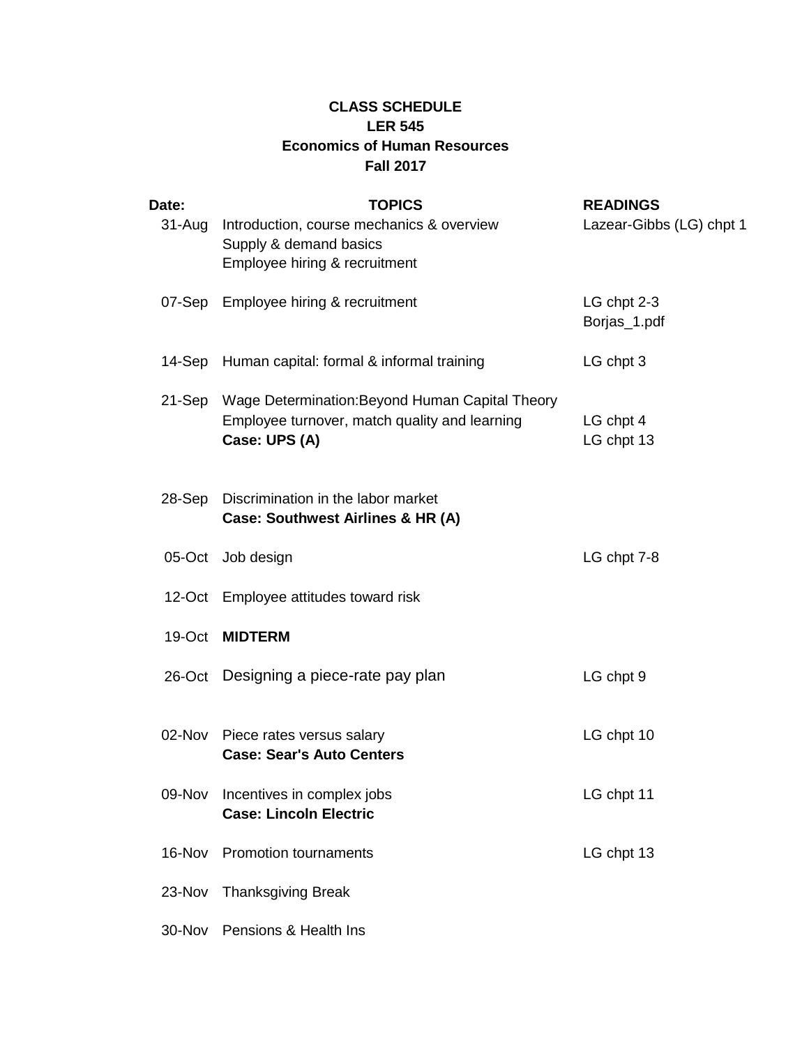**CLASS SCHEDULE**
**LER 545**
**Economics of Human Resources**
**Fall 2017**

| Date: | TOPICS | READINGS |
|---|---|---|
| 31-Aug | Introduction, course mechanics & overview<br>Supply & demand basics<br>Employee hiring & recruitment | Lazear-Gibbs (LG) chpt 1 |
| 07-Sep | Employee hiring & recruitment | LG chpt 2-3<br>Borjas_1.pdf |
| 14-Sep | Human capital: formal & informal training | LG chpt 3 |
| 21-Sep | Wage Determination:Beyond Human Capital Theory<br>Employee turnover, match quality and learning<br>**Case: UPS (A)** | <br>LG chpt 4<br>LG chpt 13 |
| 28-Sep | Discrimination in the labor market<br>**Case: Southwest Airlines & HR (A)** | |
| 05-Oct | Job design | LG chpt 7-8 |
| 12-Oct | Employee attitudes toward risk | |
| 19-Oct | **MIDTERM** | |
| 26-Oct | Designing a piece-rate pay plan | LG chpt 9 |
| 02-Nov | Piece rates versus salary<br>**Case: Sear's Auto Centers** | LG chpt 10 |
| 09-Nov | Incentives in complex jobs<br>**Case: Lincoln Electric** | LG chpt 11 |
| 16-Nov | Promotion tournaments | LG chpt 13 |
| 23-Nov | Thanksgiving Break | |
| 30-Nov | Pensions & Health Ins | |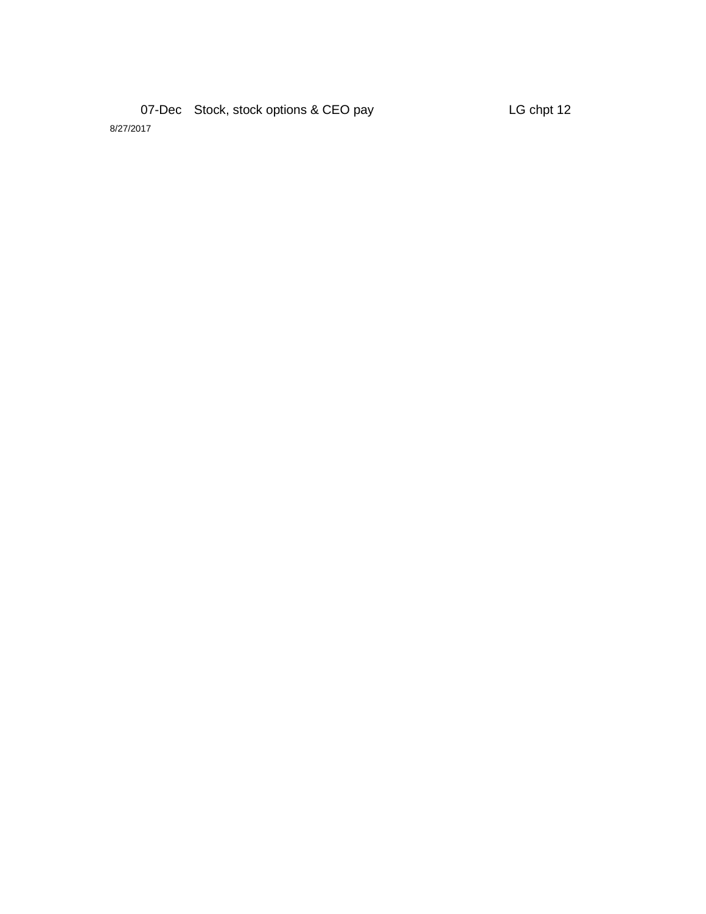| | | |
|---|---|---|
| 07-Dec | Stock, stock options & CEO pay | LG chpt 12 |